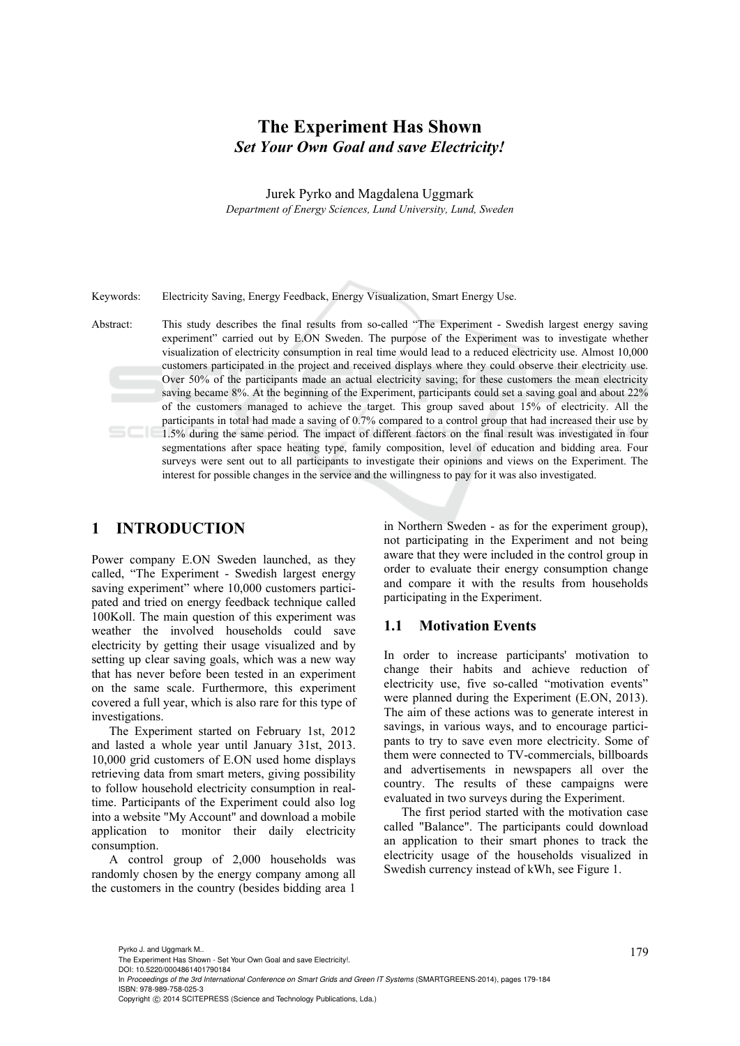# The Experiment Has Shown

## *Set Your Own Goal and save Electricity!*

Jurek Pyrko and Magdalena Uggmark

*Department of Energy Sciences, Lund University, Lund, Sweden*

Keywords: Electricity Saving, Energy Feedback, Energy Visualization, Smart Energy Use.

Abstract: This study describes the final results from so-called "The Experiment - Swedish largest energy saving experiment" carried out by E.ON Sweden. The purpose of the Experiment was to investigate whether visualization of electricity consumption in real time would lead to a reduced electricity use. Almost 10,000 customers participated in the project and received displays where they could observe their electricity use. Over 50% of the participants made an actual electricity saving; for these customers the mean electricity saving became 8%. At the beginning of the Experiment, participants could set a saving goal and about 22% of the customers managed to achieve the target. This group saved about 15% of electricity. All the participants in total had made a saving of 0.7% compared to a control group that had increased their use by 1.5% during the same period. The impact of different factors on the final result was investigated in four segmentations after space heating type, family composition, level of education and bidding area. Four surveys were sent out to all participants to investigate their opinions and views on the Experiment. The interest for possible changes in the service and the willingness to pay for it was also investigated.

## 1 INTRODUCTION

Power company E.ON Sweden launched, as they called, "The Experiment - Swedish largest energy saving experiment" where 10,000 customers participated and tried on energy feedback technique called 100Koll. The main question of this experiment was weather the involved households could save electricity by getting their usage visualized and by setting up clear saving goals, which was a new way that has never before been tested in an experiment on the same scale. Furthermore, this experiment covered a full year, which is also rare for this type of investigations.

The Experiment started on February 1st, 2012 and lasted a whole year until January 31st, 2013. 10,000 grid customers of E.ON used home displays retrieving data from smart meters, giving possibility to follow household electricity consumption in real-time. Participants of the Experiment could also log into a website "My Account" and download a mobile application to monitor their daily electricity consumption.

A control group of 2,000 households was randomly chosen by the energy company among all the customers in the country (besides bidding area 1 in Northern Sweden - as for the experiment group), not participating in the Experiment and not being aware that they were included in the control group in order to evaluate their energy consumption change and compare it with the results from households participating in the Experiment.

### 1.1 Motivation Events

In order to increase participants' motivation to change their habits and achieve reduction of electricity use, five so-called "motivation events" were planned during the Experiment (E.ON, 2013). The aim of these actions was to generate interest in savings, in various ways, and to encourage participants to try to save even more electricity. Some of them were connected to TV-commercials, billboards and advertisements in newspapers all over the country. The results of these campaigns were evaluated in two surveys during the Experiment.

The first period started with the motivation case called "Balance". The participants could download an application to their smart phones to track the electricity usage of the households visualized in Swedish currency instead of kWh, see Figure 1.

Pyrko J. and Uggmark M..
The Experiment Has Shown - Set Your Own Goal and save Electricity!.
DOI: 10.5220/0004861401790184
In *Proceedings of the 3rd International Conference on Smart Grids and Green IT Systems* (SMARTGREENS-2014), pages 179-184
ISBN: 978-989-758-025-3
Copyright © 2014 SCITEPRESS (Science and Technology Publications, Lda.)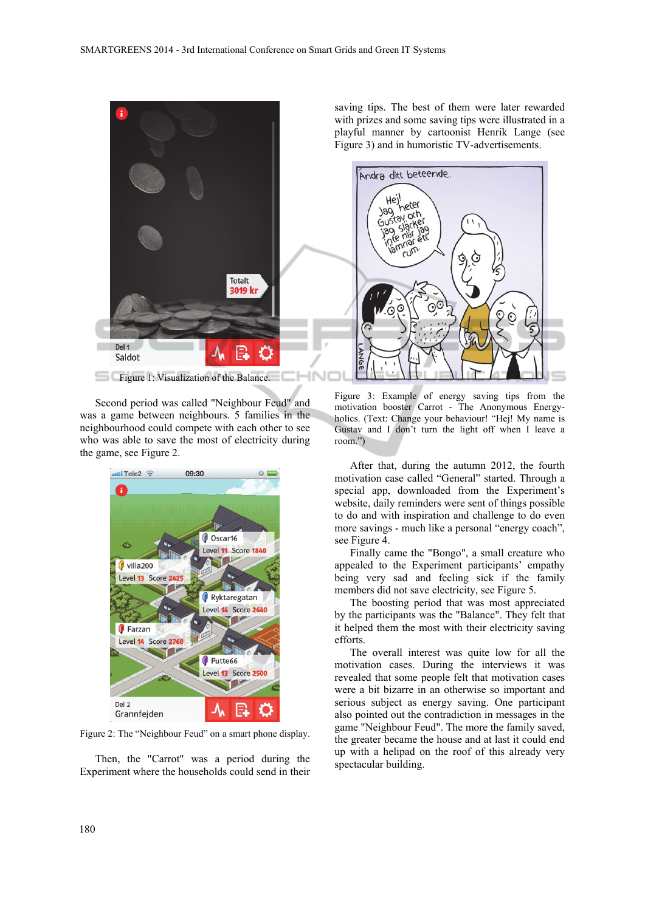Figure 1: Visualization of the Balance.

Second period was called "Neighbour Feud" and was a game between neighbours. 5 families in the neighbourhood could compete with each other to see who was able to save the most of electricity during the game, see Figure 2.

Figure 2: The "Neighbour Feud" on a smart phone display.

Then, the "Carrot" was a period during the Experiment where the households could send in their saving tips. The best of them were later rewarded with prizes and some saving tips were illustrated in a playful manner by cartoonist Henrik Lange (see Figure 3) and in humoristic TV-advertisements.

Figure 3: Example of energy saving tips from the motivation booster Carrot - The Anonymous Energy-holics. (Text: Change your behaviour! "Hej! My name is Gustav and I don't turn the light off when I leave a room.")

After that, during the autumn 2012, the fourth motivation case called "General" started. Through a special app, downloaded from the Experiment's website, daily reminders were sent of things possible to do and challenge to do even more savings - much like a personal "energy coach", see Figure 4.

Finally came the "Bongo", a small creature who appealed to the Experiment participants' empathy being very sad and feeling sick if the family members did not save electricity, see Figure 5.

The boosting period that was most appreciated by the participants was the "Balance". They felt that it helped them the most with their electricity saving efforts.

The overall interest was quite low for all the motivation cases. During the interviews it was revealed that some people felt that motivation cases were a bit bizarre in an otherwise so important and serious subject as energy saving. One participant also pointed out the contradiction in messages in the game "Neighbour Feud". The more the family saved, the greater became the house and at last it could end up with a helipad on the roof of this already very spectacular building.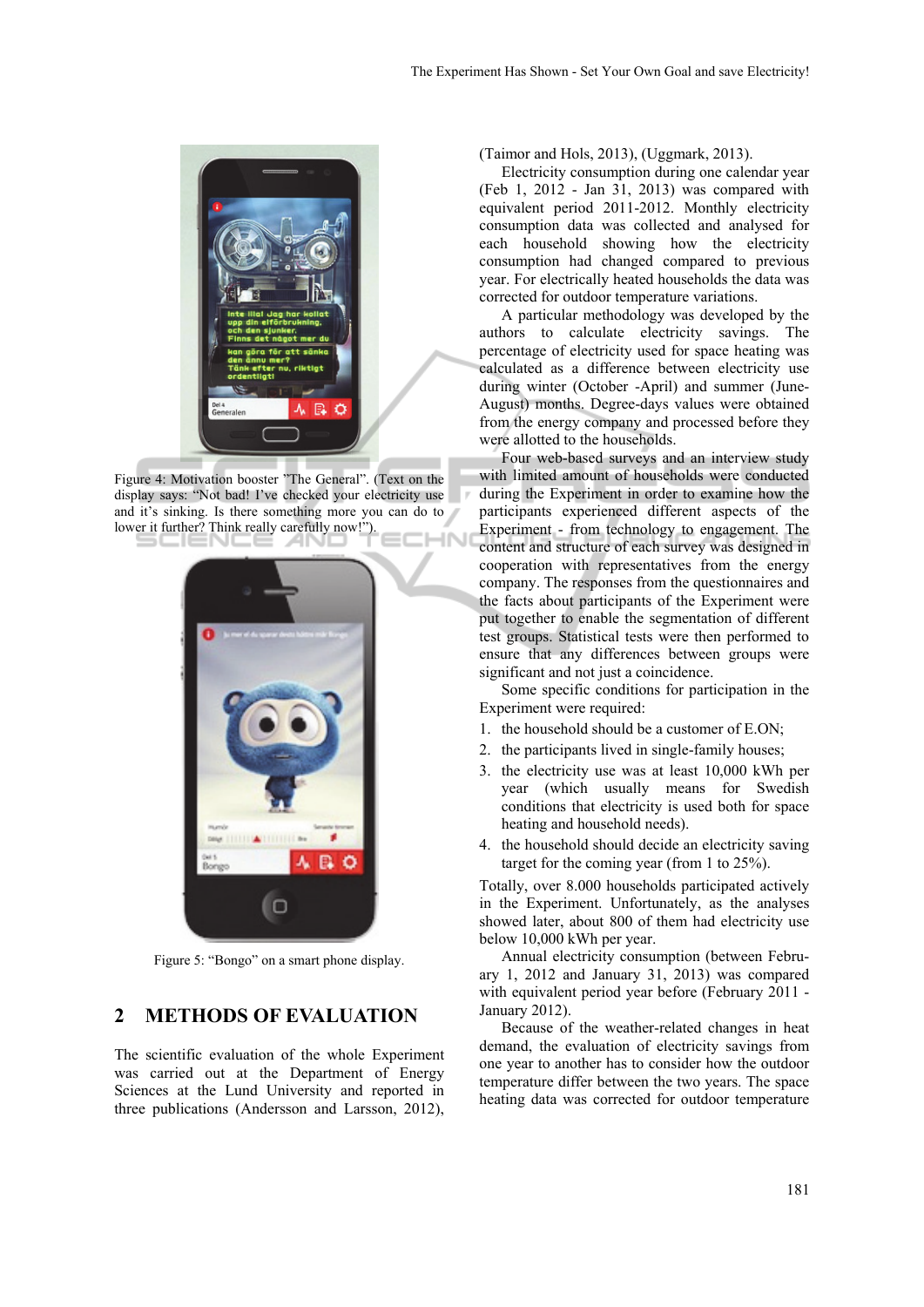Figure 4: Motivation booster "The General". (Text on the display says: "Not bad! I've checked your electricity use and it's sinking. Is there something more you can do to lower it further? Think really carefully now!").

Figure 5: "Bongo" on a smart phone display.

## 2 METHODS OF EVALUATION

The scientific evaluation of the whole Experiment was carried out at the Department of Energy Sciences at the Lund University and reported in three publications (Andersson and Larsson, 2012), (Taimor and Hols, 2013), (Uggmark, 2013).

Electricity consumption during one calendar year (Feb 1, 2012 - Jan 31, 2013) was compared with equivalent period 2011-2012. Monthly electricity consumption data was collected and analysed for each household showing how the electricity consumption had changed compared to previous year. For electrically heated households the data was corrected for outdoor temperature variations.

A particular methodology was developed by the authors to calculate electricity savings. The percentage of electricity used for space heating was calculated as a difference between electricity use during winter (October -April) and summer (June-August) months. Degree-days values were obtained from the energy company and processed before they were allotted to the households.

Four web-based surveys and an interview study with limited amount of households were conducted during the Experiment in order to examine how the participants experienced different aspects of the Experiment - from technology to engagement. The content and structure of each survey was designed in cooperation with representatives from the energy company. The responses from the questionnaires and the facts about participants of the Experiment were put together to enable the segmentation of different test groups. Statistical tests were then performed to ensure that any differences between groups were significant and not just a coincidence.

Some specific conditions for participation in the Experiment were required:

1. the household should be a customer of E.ON;
2. the participants lived in single-family houses;
3. the electricity use was at least 10,000 kWh per year (which usually means for Swedish conditions that electricity is used both for space heating and household needs).
4. the household should decide an electricity saving target for the coming year (from 1 to 25%).

Totally, over 8.000 households participated actively in the Experiment. Unfortunately, as the analyses showed later, about 800 of them had electricity use below 10,000 kWh per year.

Annual electricity consumption (between February 1, 2012 and January 31, 2013) was compared with equivalent period year before (February 2011 - January 2012).

Because of the weather-related changes in heat demand, the evaluation of electricity savings from one year to another has to consider how the outdoor temperature differ between the two years. The space heating data was corrected for outdoor temperature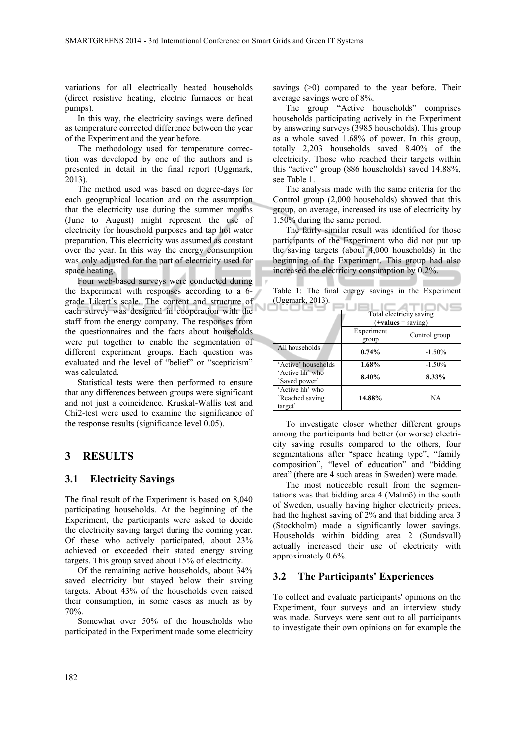variations for all electrically heated households (direct resistive heating, electric furnaces or heat pumps).

In this way, the electricity savings were defined as temperature corrected difference between the year of the Experiment and the year before.

The methodology used for temperature correction was developed by one of the authors and is presented in detail in the final report (Uggmark, 2013).

The method used was based on degree-days for each geographical location and on the assumption that the electricity use during the summer months (June to August) might represent the use of electricity for household purposes and tap hot water preparation. This electricity was assumed as constant over the year. In this way the energy consumption was only adjusted for the part of electricity used for space heating.

Four web-based surveys were conducted during the Experiment with responses according to a 6-grade Likert´s scale. The content and structure of each survey was designed in cooperation with the staff from the energy company. The responses from the questionnaires and the facts about households were put together to enable the segmentation of different experiment groups. Each question was evaluated and the level of "belief" or "scepticism" was calculated.

Statistical tests were then performed to ensure that any differences between groups were significant and not just a coincidence. Kruskal-Wallis test and Chi2-test were used to examine the significance of the response results (significance level 0.05).

# 3 RESULTS

## 3.1 Electricity Savings

The final result of the Experiment is based on 8,040 participating households. At the beginning of the Experiment, the participants were asked to decide the electricity saving target during the coming year. Of these who actively participated, about 23% achieved or exceeded their stated energy saving targets. This group saved about 15% of electricity.

Of the remaining active households, about 34% saved electricity but stayed below their saving targets. About 43% of the households even raised their consumption, in some cases as much as by 70%.

Somewhat over 50% of the households who participated in the Experiment made some electricity savings (>0) compared to the year before. Their average savings were of 8%.

The group "Active households" comprises households participating actively in the Experiment by answering surveys (3985 households). This group as a whole saved 1.68% of power. In this group, totally 2,203 households saved 8.40% of the electricity. Those who reached their targets within this "active" group (886 households) saved 14.88%, see Table 1.

The analysis made with the same criteria for the Control group (2,000 households) showed that this group, on average, increased its use of electricity by 1.50% during the same period.

The fairly similar result was identified for those participants of the Experiment who did not put up the saving targets (about 4,000 households) in the beginning of the Experiment. This group had also increased the electricity consumption by 0.2%.

Table 1: The final energy savings in the Experiment (Uggmark, 2013).

| | Total electricity saving (**+values** = saving) | |
|---|---|---|
| | Experiment group | Control group |
| All households | **0.74%** | -1.50% |
| 'Active' households | **1.68%** | -1.50% |
| 'Active hh' who 'Saved power' | **8.40%** | **8.33%** |
| 'Active hh' who 'Reached saving target' | **14.88%** | NA |

To investigate closer whether different groups among the participants had better (or worse) electricity saving results compared to the others, four segmentations after "space heating type", "family composition", "level of education" and "bidding area" (there are 4 such areas in Sweden) were made.

The most noticeable result from the segmentations was that bidding area 4 (Malmö) in the south of Sweden, usually having higher electricity prices, had the highest saving of 2% and that bidding area 3 (Stockholm) made a significantly lower savings. Households within bidding area 2 (Sundsvall) actually increased their use of electricity with approximately 0.6%.

## 3.2 The Participants' Experiences

To collect and evaluate participants' opinions on the Experiment, four surveys and an interview study was made. Surveys were sent out to all participants to investigate their own opinions on for example the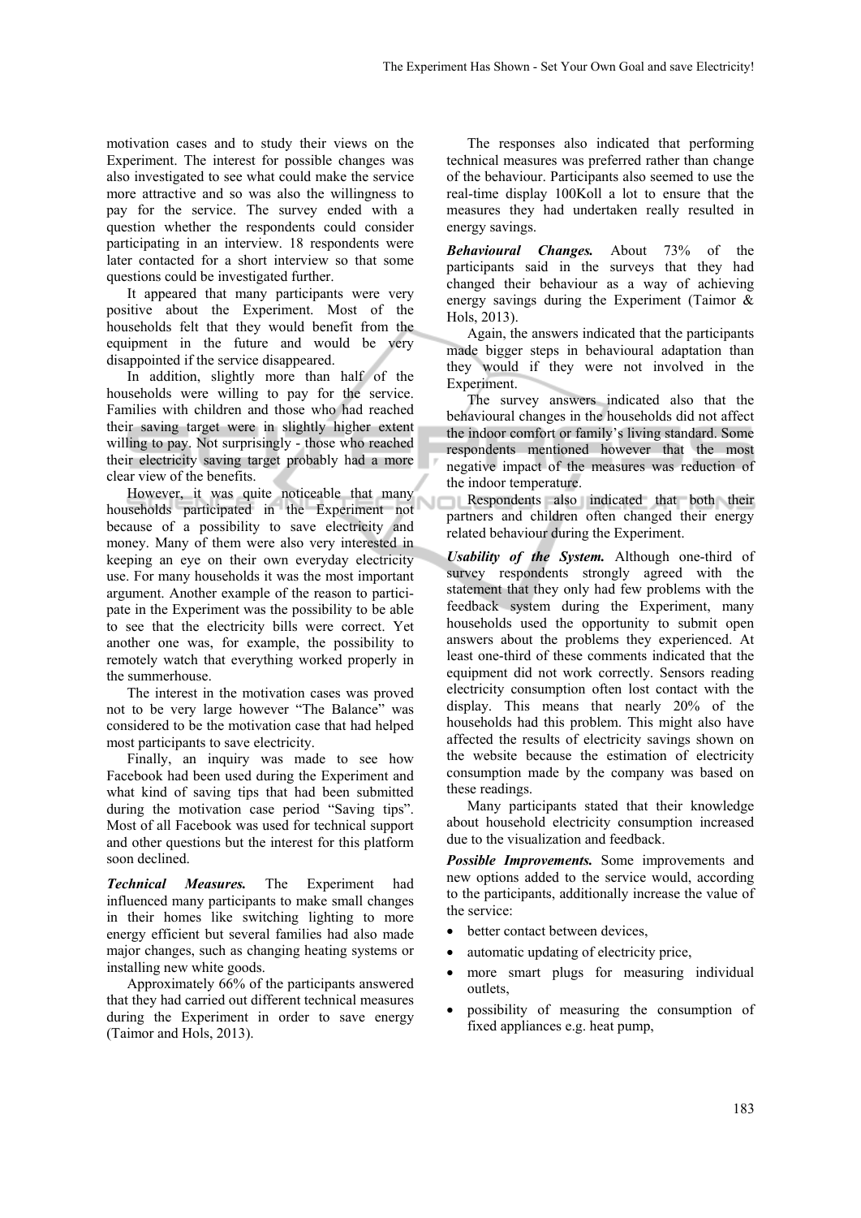motivation cases and to study their views on the Experiment. The interest for possible changes was also investigated to see what could make the service more attractive and so was also the willingness to pay for the service. The survey ended with a question whether the respondents could consider participating in an interview. 18 respondents were later contacted for a short interview so that some questions could be investigated further.

It appeared that many participants were very positive about the Experiment. Most of the households felt that they would benefit from the equipment in the future and would be very disappointed if the service disappeared.

In addition, slightly more than half of the households were willing to pay for the service. Families with children and those who had reached their saving target were in slightly higher extent willing to pay. Not surprisingly - those who reached their electricity saving target probably had a more clear view of the benefits.

However, it was quite noticeable that many households participated in the Experiment not because of a possibility to save electricity and money. Many of them were also very interested in keeping an eye on their own everyday electricity use. For many households it was the most important argument. Another example of the reason to participate in the Experiment was the possibility to be able to see that the electricity bills were correct. Yet another one was, for example, the possibility to remotely watch that everything worked properly in the summerhouse.

The interest in the motivation cases was proved not to be very large however "The Balance" was considered to be the motivation case that had helped most participants to save electricity.

Finally, an inquiry was made to see how Facebook had been used during the Experiment and what kind of saving tips that had been submitted during the motivation case period "Saving tips". Most of all Facebook was used for technical support and other questions but the interest for this platform soon declined.

***Technical Measures.*** The Experiment had influenced many participants to make small changes in their homes like switching lighting to more energy efficient but several families had also made major changes, such as changing heating systems or installing new white goods.

Approximately 66% of the participants answered that they had carried out different technical measures during the Experiment in order to save energy (Taimor and Hols, 2013).

The responses also indicated that performing technical measures was preferred rather than change of the behaviour. Participants also seemed to use the real-time display 100Koll a lot to ensure that the measures they had undertaken really resulted in energy savings.

***Behavioural Changes.*** About 73% of the participants said in the surveys that they had changed their behaviour as a way of achieving energy savings during the Experiment (Taimor & Hols, 2013).

Again, the answers indicated that the participants made bigger steps in behavioural adaptation than they would if they were not involved in the Experiment.

The survey answers indicated also that the behavioural changes in the households did not affect the indoor comfort or family's living standard. Some respondents mentioned however that the most negative impact of the measures was reduction of the indoor temperature.

Respondents also indicated that both their partners and children often changed their energy related behaviour during the Experiment.

***Usability of the System.*** Although one-third of survey respondents strongly agreed with the statement that they only had few problems with the feedback system during the Experiment, many households used the opportunity to submit open answers about the problems they experienced. At least one-third of these comments indicated that the equipment did not work correctly. Sensors reading electricity consumption often lost contact with the display. This means that nearly 20% of the households had this problem. This might also have affected the results of electricity savings shown on the website because the estimation of electricity consumption made by the company was based on these readings.

Many participants stated that their knowledge about household electricity consumption increased due to the visualization and feedback.

***Possible Improvements.*** Some improvements and new options added to the service would, according to the participants, additionally increase the value of the service:

- better contact between devices,
- automatic updating of electricity price,
- more smart plugs for measuring individual outlets,
- possibility of measuring the consumption of fixed appliances e.g. heat pump,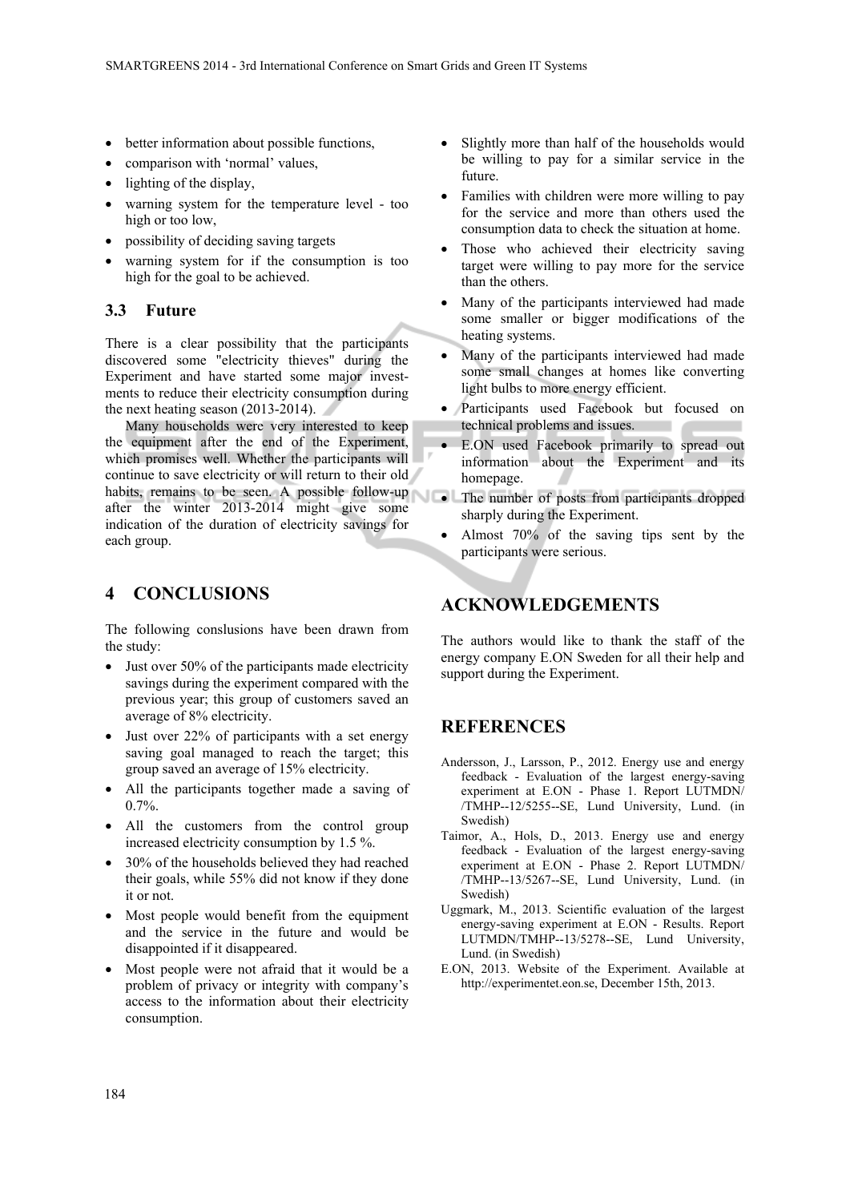- better information about possible functions,
- comparison with 'normal' values,
- lighting of the display,
- warning system for the temperature level - too high or too low,
- possibility of deciding saving targets
- warning system for if the consumption is too high for the goal to be achieved.

### 3.3 Future

There is a clear possibility that the participants discovered some "electricity thieves" during the Experiment and have started some major investments to reduce their electricity consumption during the next heating season (2013-2014).

Many households were very interested to keep the equipment after the end of the Experiment, which promises well. Whether the participants will continue to save electricity or will return to their old habits, remains to be seen. A possible follow-up after the winter 2013-2014 might give some indication of the duration of electricity savings for each group.

## 4 CONCLUSIONS

The following conslusions have been drawn from the study:

- Just over 50% of the participants made electricity savings during the experiment compared with the previous year; this group of customers saved an average of 8% electricity.
- Just over 22% of participants with a set energy saving goal managed to reach the target; this group saved an average of 15% electricity.
- All the participants together made a saving of 0.7%.
- All the customers from the control group increased electricity consumption by 1.5 %.
- 30% of the households believed they had reached their goals, while 55% did not know if they done it or not.
- Most people would benefit from the equipment and the service in the future and would be disappointed if it disappeared.
- Most people were not afraid that it would be a problem of privacy or integrity with company's access to the information about their electricity consumption.
- Slightly more than half of the households would be willing to pay for a similar service in the future.
- Families with children were more willing to pay for the service and more than others used the consumption data to check the situation at home.
- Those who achieved their electricity saving target were willing to pay more for the service than the others.
- Many of the participants interviewed had made some smaller or bigger modifications of the heating systems.
- Many of the participants interviewed had made some small changes at homes like converting light bulbs to more energy efficient.
- Participants used Facebook but focused on technical problems and issues.
- E.ON used Facebook primarily to spread out information about the Experiment and its homepage.
- The number of posts from participants dropped sharply during the Experiment.
- Almost 70% of the saving tips sent by the participants were serious.

## ACKNOWLEDGEMENTS

The authors would like to thank the staff of the energy company E.ON Sweden for all their help and support during the Experiment.

## REFERENCES

Andersson, J., Larsson, P., 2012. Energy use and energy feedback - Evaluation of the largest energy-saving experiment at E.ON - Phase 1. Report LUTMDN/ /TMHP--12/5255--SE, Lund University, Lund. (in Swedish)

Taimor, A., Hols, D., 2013. Energy use and energy feedback - Evaluation of the largest energy-saving experiment at E.ON - Phase 2. Report LUTMDN/ /TMHP--13/5267--SE, Lund University, Lund. (in Swedish)

Uggmark, M., 2013. Scientific evaluation of the largest energy-saving experiment at E.ON - Results. Report LUTMDN/TMHP--13/5278--SE, Lund University, Lund. (in Swedish)

E.ON, 2013. Website of the Experiment. Available at http://experimentet.eon.se, December 15th, 2013.